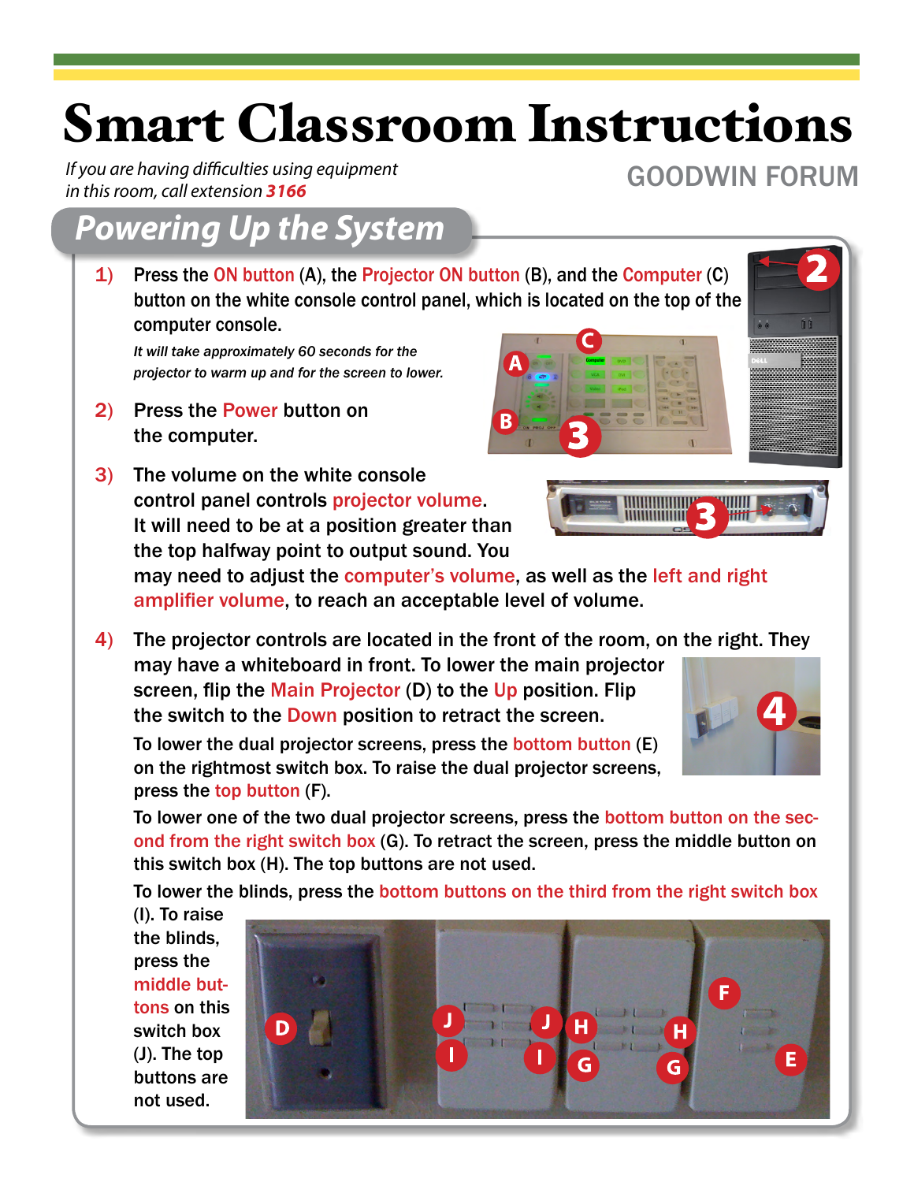# Smart Classroom Instructions

*If you are having difficulties using equipment in this room, call extension **3166***

GOODWIN FORUM

## Powering Up the System

1) Press the ON button (A), the Projector ON button (B), and the Computer (C) button on the white console control panel, which is located on the top of the computer console.

   *It will take approximately 60 seconds for the projector to warm up and for the screen to lower.*

2) Press the Power button on the computer.

3) The volume on the white console control panel controls projector volume. It will need to be at a position greater than the top halfway point to output sound. You may need to adjust the computer's volume, as well as the left and right amplifier volume, to reach an acceptable level of volume.

4) The projector controls are located in the front of the room, on the right. They may have a whiteboard in front. To lower the main projector screen, flip the Main Projector (D) to the Up position. Flip the switch to the Down position to retract the screen.

   To lower the dual projector screens, press the bottom button (E) on the rightmost switch box. To raise the dual projector screens, press the top button (F).

   To lower one of the two dual projector screens, press the bottom button on the second from the right switch box (G). To retract the screen, press the middle button on this switch box (H). The top buttons are not used.

   To lower the blinds, press the bottom buttons on the third from the right switch box (I). To raise the blinds, press the middle buttons on this switch box (J). The top buttons are not used.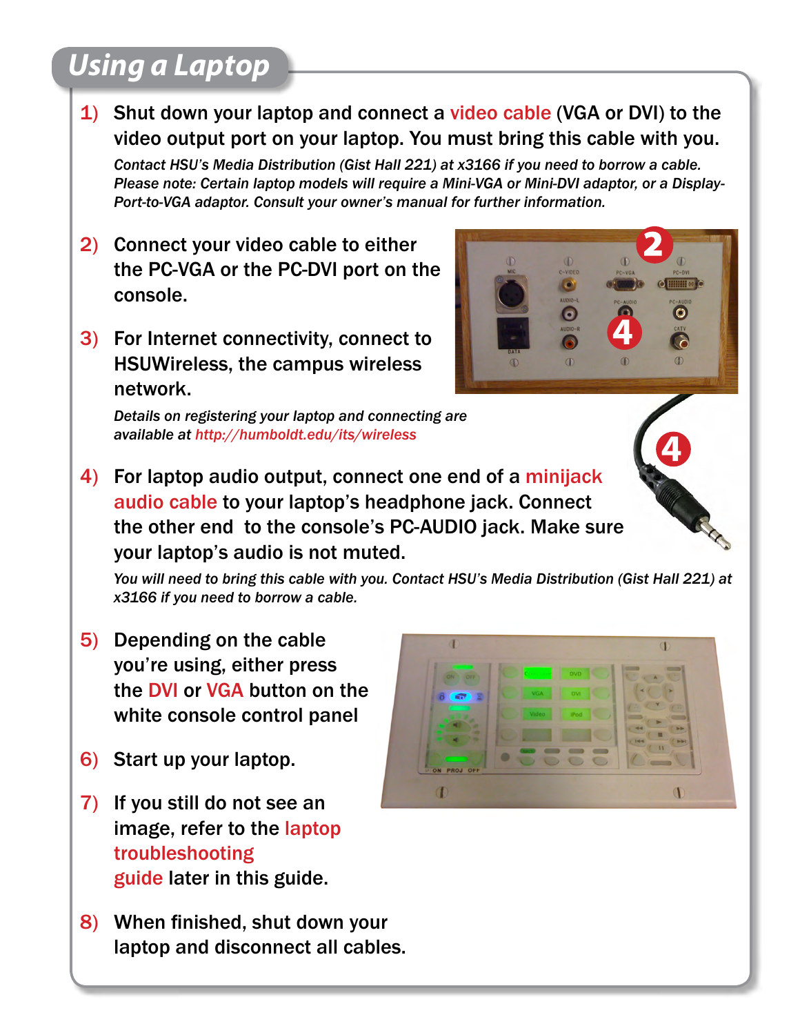## Using a Laptop

1) Shut down your laptop and connect a video cable (VGA or DVI) to the video output port on your laptop. You must bring this cable with you.

   *Contact HSU's Media Distribution (Gist Hall 221) at x3166 if you need to borrow a cable. Please note: Certain laptop models will require a Mini-VGA or Mini-DVI adaptor, or a Display-Port-to-VGA adaptor. Consult your owner's manual for further information.*

2) Connect your video cable to either the PC-VGA or the PC-DVI port on the console.

3) For Internet connectivity, connect to HSUWireless, the campus wireless network.

   *Details on registering your laptop and connecting are available at http://humboldt.edu/its/wireless*

4) For laptop audio output, connect one end of a minijack audio cable to your laptop's headphone jack. Connect the other end to the console's PC-AUDIO jack. Make sure your laptop's audio is not muted.

   *You will need to bring this cable with you. Contact HSU's Media Distribution (Gist Hall 221) at x3166 if you need to borrow a cable.*

5) Depending on the cable you're using, either press the DVI or VGA button on the white console control panel

6) Start up your laptop.

7) If you still do not see an image, refer to the laptop troubleshooting guide later in this guide.

8) When finished, shut down your laptop and disconnect all cables.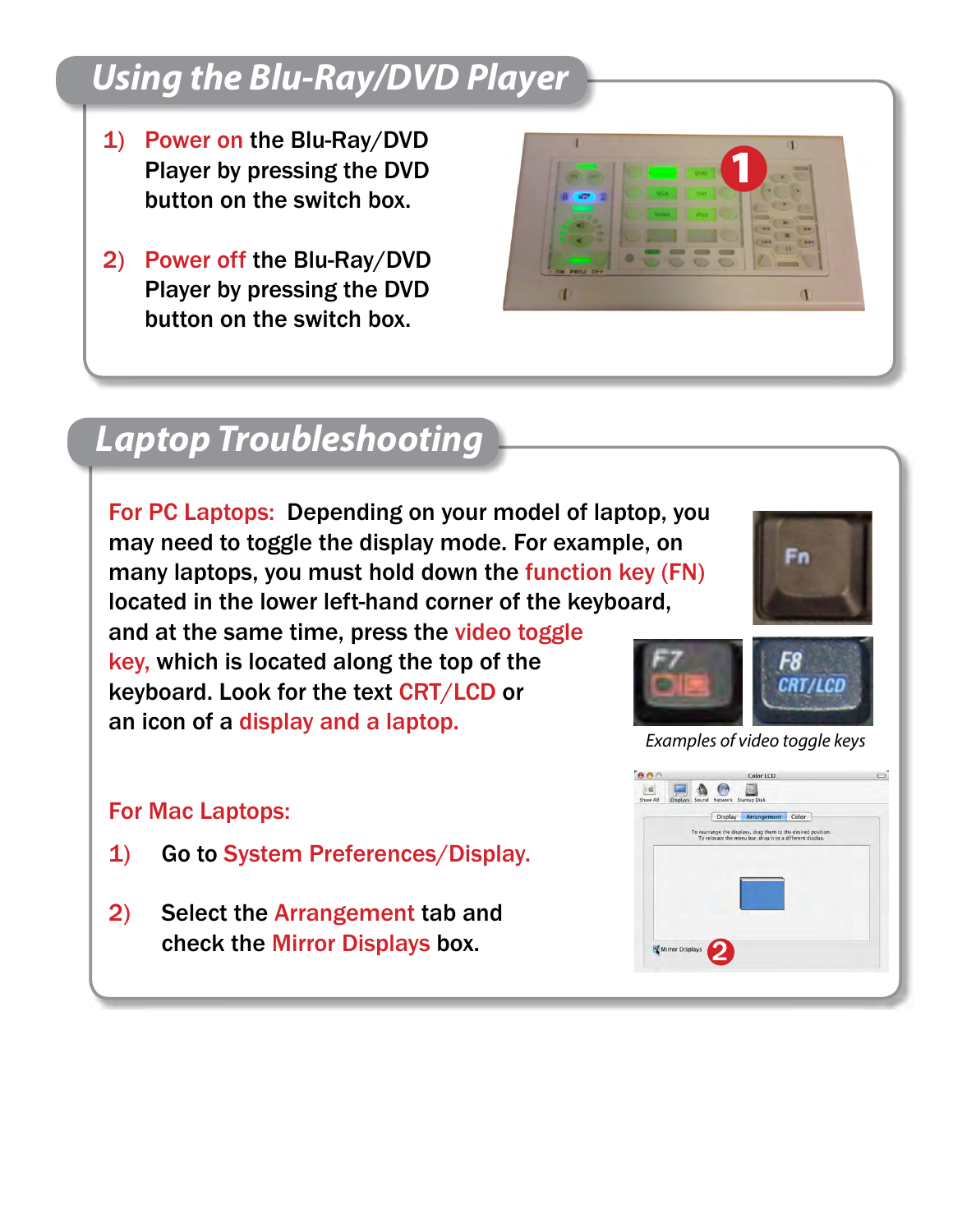## Using the Blu-Ray/DVD Player

1) Power on the Blu-Ray/DVD Player by pressing the DVD button on the switch box.

2) Power off the Blu-Ray/DVD Player by pressing the DVD button on the switch box.

## Laptop Troubleshooting

For PC Laptops: Depending on your model of laptop, you may need to toggle the display mode. For example, on many laptops, you must hold down the function key (FN) located in the lower left-hand corner of the keyboard, and at the same time, press the video toggle key, which is located along the top of the keyboard. Look for the text CRT/LCD or an icon of a display and a laptop.

*Examples of video toggle keys*

For Mac Laptops:

1) Go to System Preferences/Display.

2) Select the Arrangement tab and check the Mirror Displays box.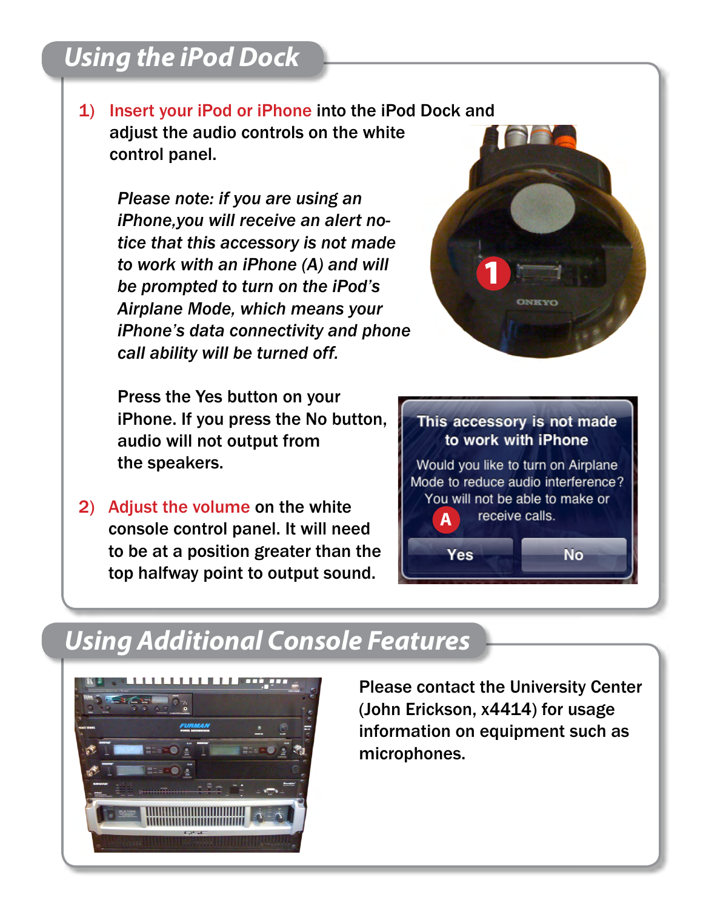## Using the iPod Dock

1) Insert your iPod or iPhone into the iPod Dock and adjust the audio controls on the white control panel.

   *Please note: if you are using an iPhone,you will receive an alert notice that this accessory is not made to work with an iPhone (A) and will be prompted to turn on the iPod's Airplane Mode, which means your iPhone's data connectivity and phone call ability will be turned off.*

   Press the Yes button on your iPhone. If you press the No button, audio will not output from the speakers.

2) Adjust the volume on the white console control panel. It will need to be at a position greater than the top halfway point to output sound.

## Using Additional Console Features

Please contact the University Center (John Erickson, x4414) for usage information on equipment such as microphones.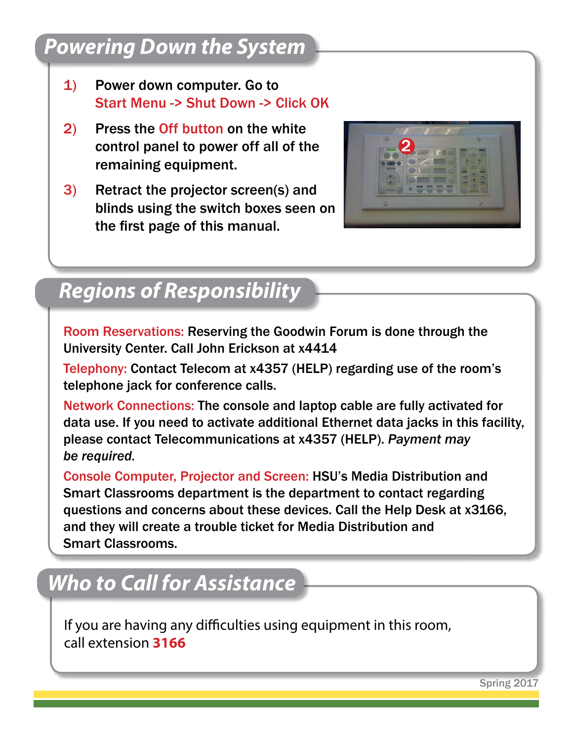## Powering Down the System

1) Power down computer. Go to Start Menu -> Shut Down -> Click OK

2) Press the Off button on the white control panel to power off all of the remaining equipment.

3) Retract the projector screen(s) and blinds using the switch boxes seen on the first page of this manual.

## Regions of Responsibility

Room Reservations: Reserving the Goodwin Forum is done through the University Center. Call John Erickson at x4414

Telephony: Contact Telecom at x4357 (HELP) regarding use of the room's telephone jack for conference calls.

Network Connections: The console and laptop cable are fully activated for data use. If you need to activate additional Ethernet data jacks in this facility, please contact Telecommunications at x4357 (HELP). *Payment may be required.*

Console Computer, Projector and Screen: HSU's Media Distribution and Smart Classrooms department is the department to contact regarding questions and concerns about these devices. Call the Help Desk at x3166, and they will create a trouble ticket for Media Distribution and Smart Classrooms.

## Who to Call for Assistance

If you are having any difficulties using equipment in this room, call extension **3166**

Spring 2017